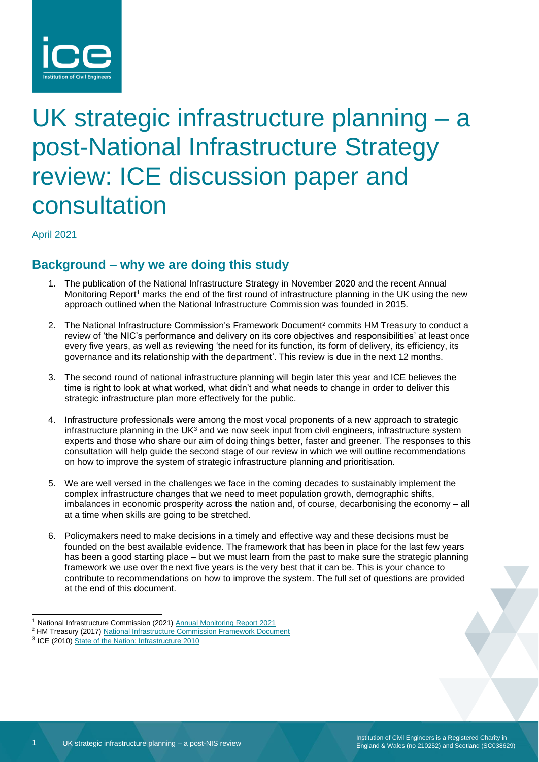# UK strategic infrastructure planning – a post-National Infrastructure Strategy review: ICE discussion paper and consultation

April 2021

## Background – why we are doing this study

1. The publication of the National Infrastructure Strategy in November 2020 and the recent Annual Monitoring Report[1] marks the end of the first round of infrastructure planning in the UK using the new approach outlined when the National Infrastructure Commission was founded in 2015.
2. The National Infrastructure Commission's Framework Document[2] commits HM Treasury to conduct a review of 'the NIC's performance and delivery on its core objectives and responsibilities' at least once every five years, as well as reviewing 'the need for its function, its form of delivery, its efficiency, its governance and its relationship with the department'. This review is due in the next 12 months.
3. The second round of national infrastructure planning will begin later this year and ICE believes the time is right to look at what worked, what didn't and what needs to change in order to deliver this strategic infrastructure plan more effectively for the public.
4. Infrastructure professionals were among the most vocal proponents of a new approach to strategic infrastructure planning in the UK[3] and we now seek input from civil engineers, infrastructure system experts and those who share our aim of doing things better, faster and greener. The responses to this consultation will help guide the second stage of our review in which we will outline recommendations on how to improve the system of strategic infrastructure planning and prioritisation.
5. We are well versed in the challenges we face in the coming decades to sustainably implement the complex infrastructure changes that we need to meet population growth, demographic shifts, imbalances in economic prosperity across the nation and, of course, decarbonising the economy – all at a time when skills are going to be stretched.
6. Policymakers need to make decisions in a timely and effective way and these decisions must be founded on the best available evidence. The framework that has been in place for the last few years has been a good starting place – but we must learn from the past to make sure the strategic planning framework we use over the next five years is the very best that it can be. This is your chance to contribute to recommendations on how to improve the system. The full set of questions are provided at the end of this document.

---

[1] National Infrastructure Commission (2021) Annual Monitoring Report 2021

[2] HM Treasury (2017) National Infrastructure Commission Framework Document

[3] ICE (2010) State of the Nation: Infrastructure 2010

Institution of Civil Engineers is a Registered Charity in England & Wales (no 210252) and Scotland (SC038629)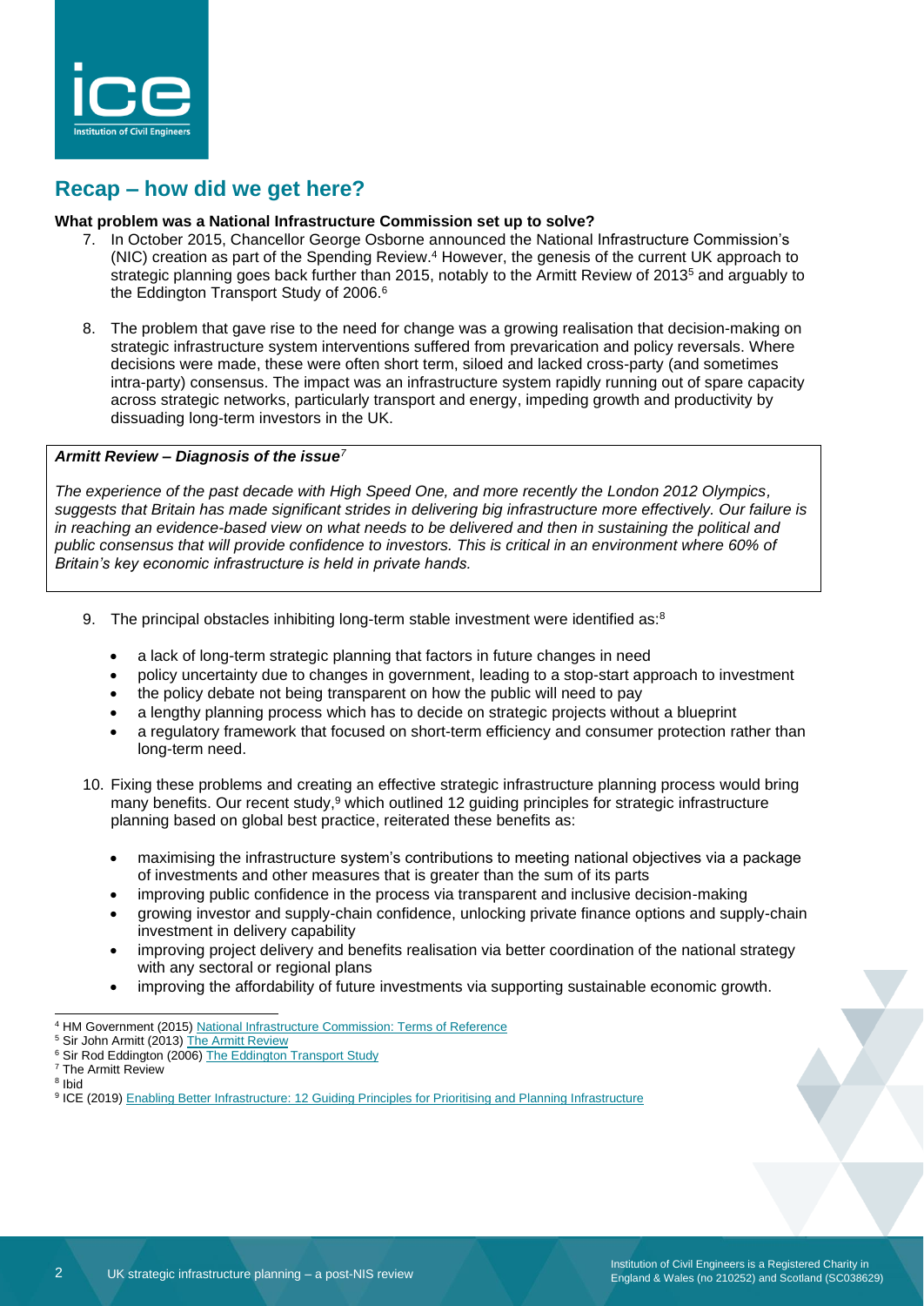## Recap – how did we get here?

**What problem was a National Infrastructure Commission set up to solve?**

7. In October 2015, Chancellor George Osborne announced the National Infrastructure Commission's (NIC) creation as part of the Spending Review.[4] However, the genesis of the current UK approach to strategic planning goes back further than 2015, notably to the Armitt Review of 2013[5] and arguably to the Eddington Transport Study of 2006.[6]

8. The problem that gave rise to the need for change was a growing realisation that decision-making on strategic infrastructure system interventions suffered from prevarication and policy reversals. Where decisions were made, these were often short term, siloed and lacked cross-party (and sometimes intra-party) consensus. The impact was an infrastructure system rapidly running out of spare capacity across strategic networks, particularly transport and energy, impeding growth and productivity by dissuading long-term investors in the UK.

> ***Armitt Review – Diagnosis of the issue***[7]
>
> *The experience of the past decade with High Speed One, and more recently the London 2012 Olympics, suggests that Britain has made significant strides in delivering big infrastructure more effectively. Our failure is in reaching an evidence-based view on what needs to be delivered and then in sustaining the political and public consensus that will provide confidence to investors. This is critical in an environment where 60% of Britain's key economic infrastructure is held in private hands.*

9. The principal obstacles inhibiting long-term stable investment were identified as:[8]

   - a lack of long-term strategic planning that factors in future changes in need
   - policy uncertainty due to changes in government, leading to a stop-start approach to investment
   - the policy debate not being transparent on how the public will need to pay
   - a lengthy planning process which has to decide on strategic projects without a blueprint
   - a regulatory framework that focused on short-term efficiency and consumer protection rather than long-term need.

10. Fixing these problems and creating an effective strategic infrastructure planning process would bring many benefits. Our recent study,[9] which outlined 12 guiding principles for strategic infrastructure planning based on global best practice, reiterated these benefits as:

   - maximising the infrastructure system's contributions to meeting national objectives via a package of investments and other measures that is greater than the sum of its parts
   - improving public confidence in the process via transparent and inclusive decision-making
   - growing investor and supply-chain confidence, unlocking private finance options and supply-chain investment in delivery capability
   - improving project delivery and benefits realisation via better coordination of the national strategy with any sectoral or regional plans
   - improving the affordability of future investments via supporting sustainable economic growth.

---

[4] HM Government (2015) National Infrastructure Commission: Terms of Reference
[5] Sir John Armitt (2013) The Armitt Review
[6] Sir Rod Eddington (2006) The Eddington Transport Study
[7] The Armitt Review
[8] Ibid
[9] ICE (2019) Enabling Better Infrastructure: 12 Guiding Principles for Prioritising and Planning Infrastructure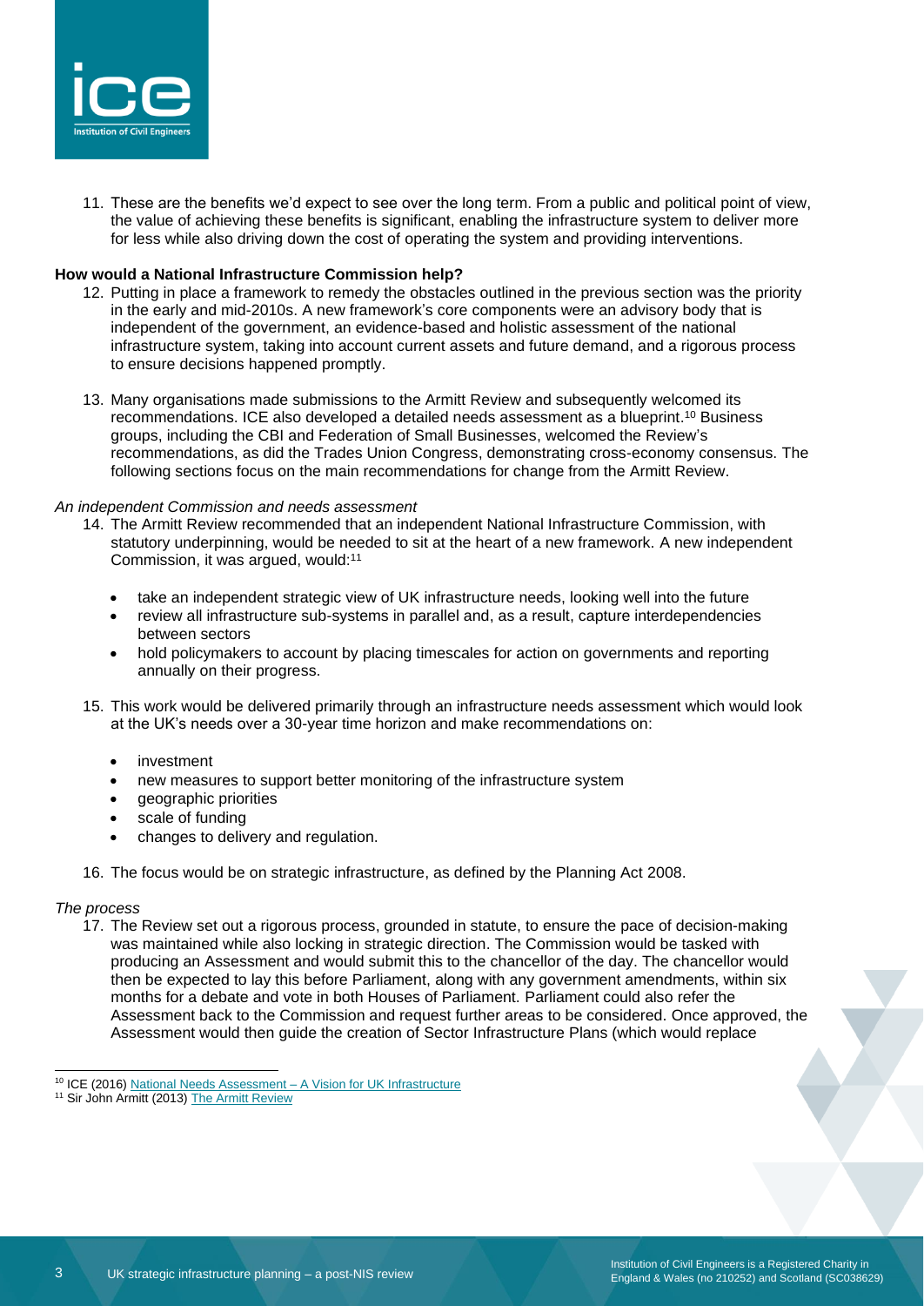11. These are the benefits we'd expect to see over the long term. From a public and political point of view, the value of achieving these benefits is significant, enabling the infrastructure system to deliver more for less while also driving down the cost of operating the system and providing interventions.

**How would a National Infrastructure Commission help?**

12. Putting in place a framework to remedy the obstacles outlined in the previous section was the priority in the early and mid-2010s. A new framework's core components were an advisory body that is independent of the government, an evidence-based and holistic assessment of the national infrastructure system, taking into account current assets and future demand, and a rigorous process to ensure decisions happened promptly.

13. Many organisations made submissions to the Armitt Review and subsequently welcomed its recommendations. ICE also developed a detailed needs assessment as a blueprint.[10] Business groups, including the CBI and Federation of Small Businesses, welcomed the Review's recommendations, as did the Trades Union Congress, demonstrating cross-economy consensus. The following sections focus on the main recommendations for change from the Armitt Review.

*An independent Commission and needs assessment*

14. The Armitt Review recommended that an independent National Infrastructure Commission, with statutory underpinning, would be needed to sit at the heart of a new framework. A new independent Commission, it was argued, would:[11]

    - take an independent strategic view of UK infrastructure needs, looking well into the future
    - review all infrastructure sub-systems in parallel and, as a result, capture interdependencies between sectors
    - hold policymakers to account by placing timescales for action on governments and reporting annually on their progress.

15. This work would be delivered primarily through an infrastructure needs assessment which would look at the UK's needs over a 30-year time horizon and make recommendations on:

    - investment
    - new measures to support better monitoring of the infrastructure system
    - geographic priorities
    - scale of funding
    - changes to delivery and regulation.

16. The focus would be on strategic infrastructure, as defined by the Planning Act 2008.

*The process*

17. The Review set out a rigorous process, grounded in statute, to ensure the pace of decision-making was maintained while also locking in strategic direction. The Commission would be tasked with producing an Assessment and would submit this to the chancellor of the day. The chancellor would then be expected to lay this before Parliament, along with any government amendments, within six months for a debate and vote in both Houses of Parliament. Parliament could also refer the Assessment back to the Commission and request further areas to be considered. Once approved, the Assessment would then guide the creation of Sector Infrastructure Plans (which would replace

---

[10] ICE (2016) National Needs Assessment – A Vision for UK Infrastructure

[11] Sir John Armitt (2013) The Armitt Review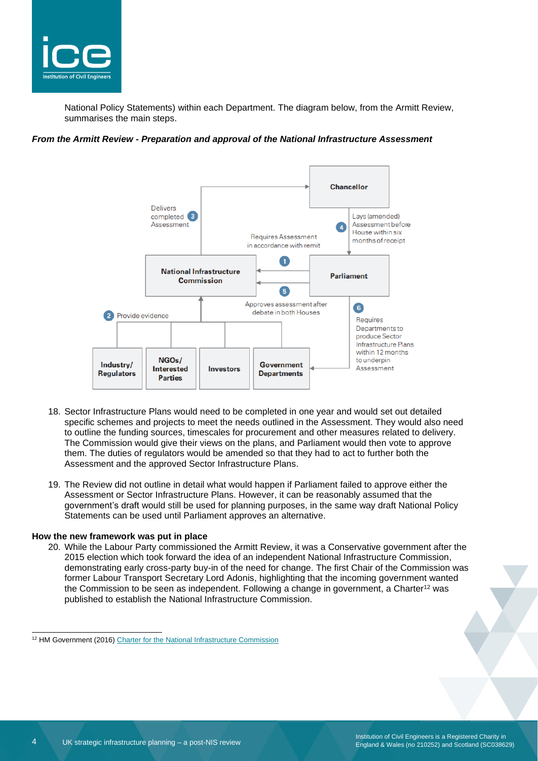National Policy Statements) within each Department. The diagram below, from the Armitt Review, summarises the main steps.

***From the Armitt Review - Preparation and approval of the National Infrastructure Assessment***

Chancellor

Delivers completed Assessment (3)

Lays (amended) Assessment before House within six months of receipt (4)

Requires Assessment in accordance with remit (1)

National Infrastructure Commission

Parliament

Approves assessment after debate in both Houses (5)

Provide evidence (2)

Requires Departments to produce Sector Infrastructure Plans within 12 months to underpin Assessment (6)

Industry/ Regulators

NGOs/ Interested Parties

Investors

Government Departments

18. Sector Infrastructure Plans would need to be completed in one year and would set out detailed specific schemes and projects to meet the needs outlined in the Assessment. They would also need to outline the funding sources, timescales for procurement and other measures related to delivery. The Commission would give their views on the plans, and Parliament would then vote to approve them. The duties of regulators would be amended so that they had to act to further both the Assessment and the approved Sector Infrastructure Plans.

19. The Review did not outline in detail what would happen if Parliament failed to approve either the Assessment or Sector Infrastructure Plans. However, it can be reasonably assumed that the government's draft would still be used for planning purposes, in the same way draft National Policy Statements can be used until Parliament approves an alternative.

**How the new framework was put in place**

20. While the Labour Party commissioned the Armitt Review, it was a Conservative government after the 2015 election which took forward the idea of an independent National Infrastructure Commission, demonstrating early cross-party buy-in of the need for change. The first Chair of the Commission was former Labour Transport Secretary Lord Adonis, highlighting that the incoming government wanted the Commission to be seen as independent. Following a change in government, a Charter[12] was published to establish the National Infrastructure Commission.

[12] HM Government (2016) Charter for the National Infrastructure Commission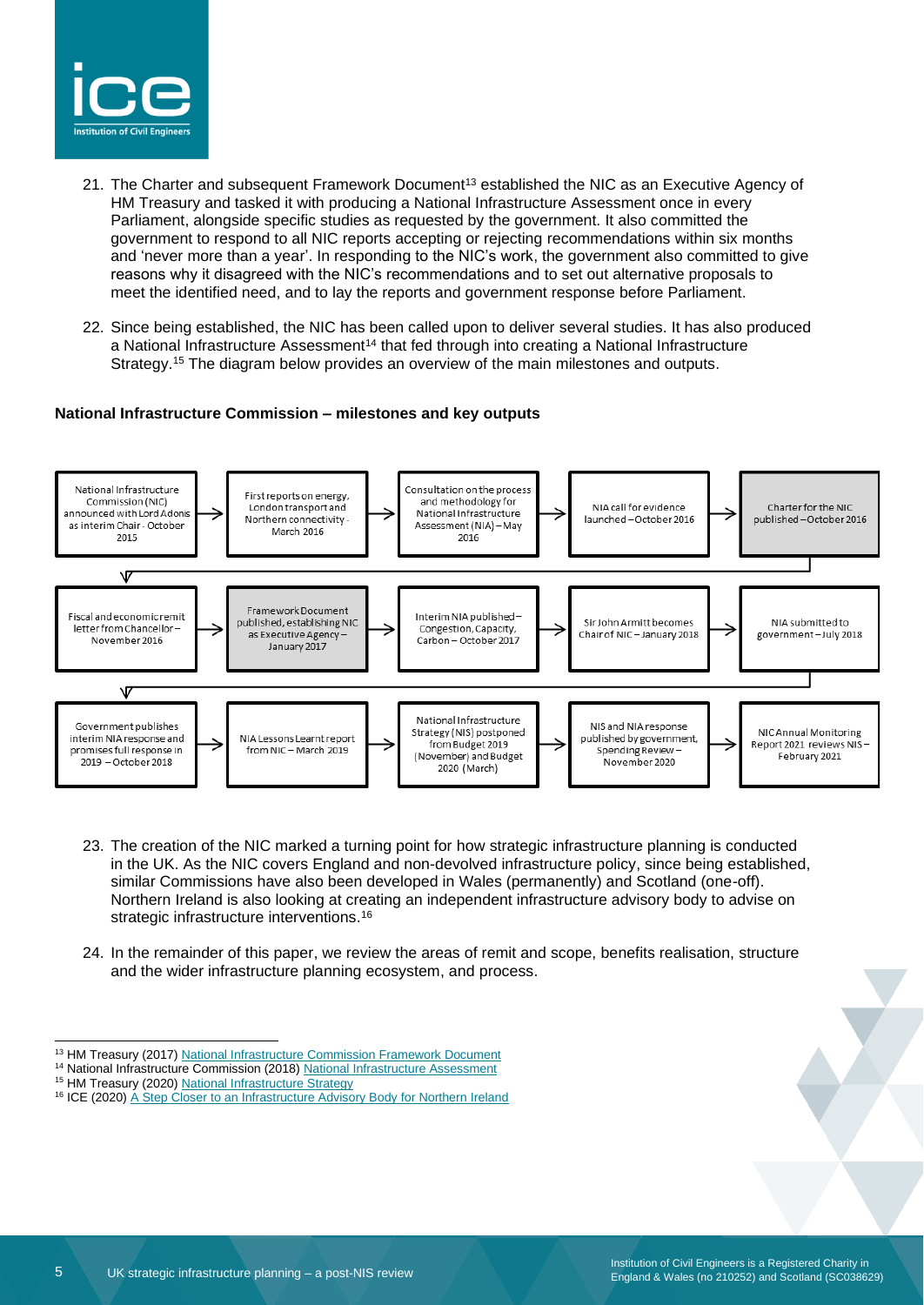21. The Charter and subsequent Framework Document[13] established the NIC as an Executive Agency of HM Treasury and tasked it with producing a National Infrastructure Assessment once in every Parliament, alongside specific studies as requested by the government. It also committed the government to respond to all NIC reports accepting or rejecting recommendations within six months and 'never more than a year'. In responding to the NIC's work, the government also committed to give reasons why it disagreed with the NIC's recommendations and to set out alternative proposals to meet the identified need, and to lay the reports and government response before Parliament.

22. Since being established, the NIC has been called upon to deliver several studies. It has also produced a National Infrastructure Assessment[14] that fed through into creating a National Infrastructure Strategy.[15] The diagram below provides an overview of the main milestones and outputs.

**National Infrastructure Commission – milestones and key outputs**

National Infrastructure Commission (NIC) announced with Lord Adonis as interim Chair - October 2015 → First reports on energy, London transport and Northern connectivity - March 2016 → Consultation on the process and methodology for National Infrastructure Assessment (NIA) – May 2016 → NIA call for evidence launched – October 2016 → Charter for the NIC published – October 2016

Fiscal and economic remit letter from Chancellor – November 2016 → Framework Document published, establishing NIC as Executive Agency – January 2017 → Interim NIA published – Congestion, Capacity, Carbon – October 2017 → Sir John Armitt becomes Chair of NIC – January 2018 → NIA submitted to government – July 2018

Government publishes interim NIA response and promises full response in 2019 – October 2018 → NIA Lessons Learnt report from NIC – March 2019 → National Infrastructure Strategy (NIS) postponed from Budget 2019 (November) and Budget 2020 (March) → NIS and NIA response published by government, Spending Review – November 2020 → NIC Annual Monitoring Report 2021 reviews NIS – February 2021

23. The creation of the NIC marked a turning point for how strategic infrastructure planning is conducted in the UK. As the NIC covers England and non-devolved infrastructure policy, since being established, similar Commissions have also been developed in Wales (permanently) and Scotland (one-off). Northern Ireland is also looking at creating an independent infrastructure advisory body to advise on strategic infrastructure interventions.[16]

24. In the remainder of this paper, we review the areas of remit and scope, benefits realisation, structure and the wider infrastructure planning ecosystem, and process.

[13] HM Treasury (2017) National Infrastructure Commission Framework Document
[14] National Infrastructure Commission (2018) National Infrastructure Assessment
[15] HM Treasury (2020) National Infrastructure Strategy
[16] ICE (2020) A Step Closer to an Infrastructure Advisory Body for Northern Ireland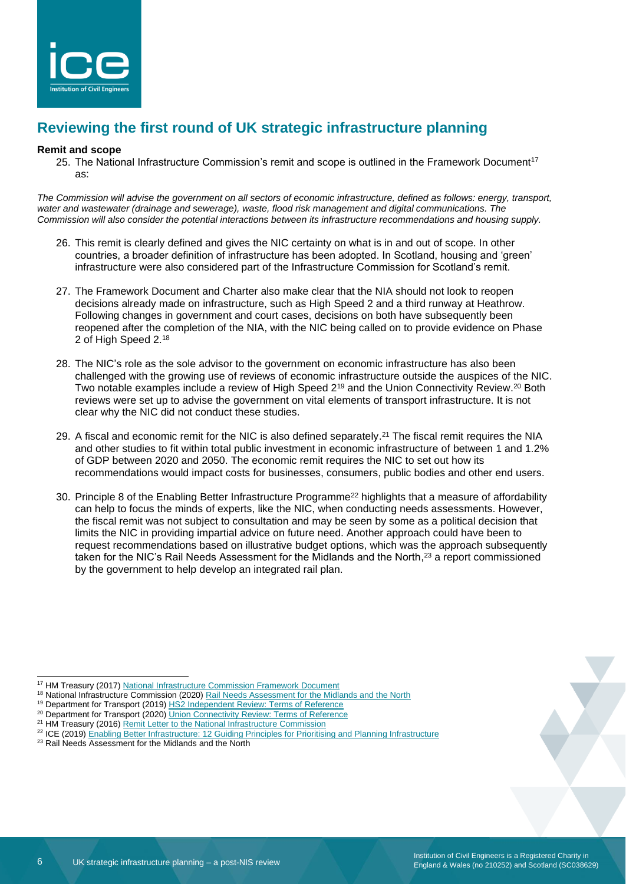## Reviewing the first round of UK strategic infrastructure planning

**Remit and scope**

25. The National Infrastructure Commission's remit and scope is outlined in the Framework Document[17] as:

*The Commission will advise the government on all sectors of economic infrastructure, defined as follows: energy, transport, water and wastewater (drainage and sewerage), waste, flood risk management and digital communications. The Commission will also consider the potential interactions between its infrastructure recommendations and housing supply.*

26. This remit is clearly defined and gives the NIC certainty on what is in and out of scope. In other countries, a broader definition of infrastructure has been adopted. In Scotland, housing and 'green' infrastructure were also considered part of the Infrastructure Commission for Scotland's remit.

27. The Framework Document and Charter also make clear that the NIA should not look to reopen decisions already made on infrastructure, such as High Speed 2 and a third runway at Heathrow. Following changes in government and court cases, decisions on both have subsequently been reopened after the completion of the NIA, with the NIC being called on to provide evidence on Phase 2 of High Speed 2.[18]

28. The NIC's role as the sole advisor to the government on economic infrastructure has also been challenged with the growing use of reviews of economic infrastructure outside the auspices of the NIC. Two notable examples include a review of High Speed 2[19] and the Union Connectivity Review.[20] Both reviews were set up to advise the government on vital elements of transport infrastructure. It is not clear why the NIC did not conduct these studies.

29. A fiscal and economic remit for the NIC is also defined separately.[21] The fiscal remit requires the NIA and other studies to fit within total public investment in economic infrastructure of between 1 and 1.2% of GDP between 2020 and 2050. The economic remit requires the NIC to set out how its recommendations would impact costs for businesses, consumers, public bodies and other end users.

30. Principle 8 of the Enabling Better Infrastructure Programme[22] highlights that a measure of affordability can help to focus the minds of experts, like the NIC, when conducting needs assessments. However, the fiscal remit was not subject to consultation and may be seen by some as a political decision that limits the NIC in providing impartial advice on future need. Another approach could have been to request recommendations based on illustrative budget options, which was the approach subsequently taken for the NIC's Rail Needs Assessment for the Midlands and the North,[23] a report commissioned by the government to help develop an integrated rail plan.

---

[17] HM Treasury (2017) National Infrastructure Commission Framework Document

[18] National Infrastructure Commission (2020) Rail Needs Assessment for the Midlands and the North

[19] Department for Transport (2019) HS2 Independent Review: Terms of Reference

[20] Department for Transport (2020) Union Connectivity Review: Terms of Reference

[21] HM Treasury (2016) Remit Letter to the National Infrastructure Commission

[22] ICE (2019) Enabling Better Infrastructure: 12 Guiding Principles for Prioritising and Planning Infrastructure

[23] Rail Needs Assessment for the Midlands and the North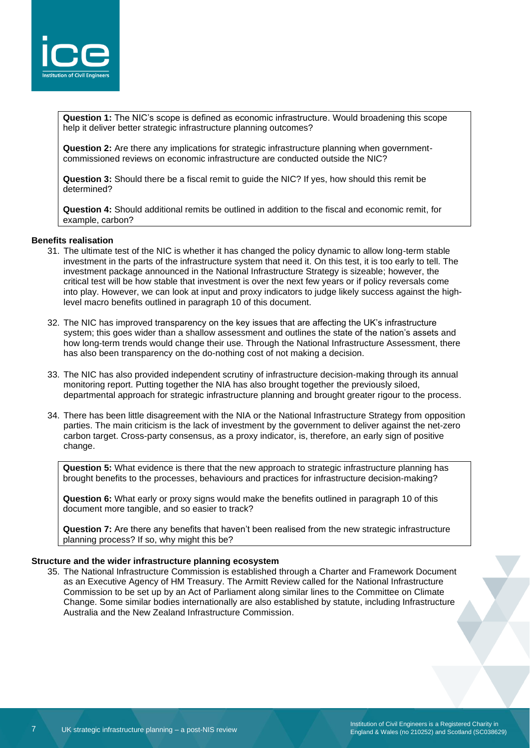**Question 1:** The NIC's scope is defined as economic infrastructure. Would broadening this scope help it deliver better strategic infrastructure planning outcomes?

**Question 2:** Are there any implications for strategic infrastructure planning when government-commissioned reviews on economic infrastructure are conducted outside the NIC?

**Question 3:** Should there be a fiscal remit to guide the NIC? If yes, how should this remit be determined?

**Question 4:** Should additional remits be outlined in addition to the fiscal and economic remit, for example, carbon?

**Benefits realisation**

31. The ultimate test of the NIC is whether it has changed the policy dynamic to allow long-term stable investment in the parts of the infrastructure system that need it. On this test, it is too early to tell. The investment package announced in the National Infrastructure Strategy is sizeable; however, the critical test will be how stable that investment is over the next few years or if policy reversals come into play. However, we can look at input and proxy indicators to judge likely success against the high-level macro benefits outlined in paragraph 10 of this document.

32. The NIC has improved transparency on the key issues that are affecting the UK's infrastructure system; this goes wider than a shallow assessment and outlines the state of the nation's assets and how long-term trends would change their use. Through the National Infrastructure Assessment, there has also been transparency on the do-nothing cost of not making a decision.

33. The NIC has also provided independent scrutiny of infrastructure decision-making through its annual monitoring report. Putting together the NIA has also brought together the previously siloed, departmental approach for strategic infrastructure planning and brought greater rigour to the process.

34. There has been little disagreement with the NIA or the National Infrastructure Strategy from opposition parties. The main criticism is the lack of investment by the government to deliver against the net-zero carbon target. Cross-party consensus, as a proxy indicator, is, therefore, an early sign of positive change.

**Question 5:** What evidence is there that the new approach to strategic infrastructure planning has brought benefits to the processes, behaviours and practices for infrastructure decision-making?

**Question 6:** What early or proxy signs would make the benefits outlined in paragraph 10 of this document more tangible, and so easier to track?

**Question 7:** Are there any benefits that haven't been realised from the new strategic infrastructure planning process? If so, why might this be?

**Structure and the wider infrastructure planning ecosystem**

35. The National Infrastructure Commission is established through a Charter and Framework Document as an Executive Agency of HM Treasury. The Armitt Review called for the National Infrastructure Commission to be set up by an Act of Parliament along similar lines to the Committee on Climate Change. Some similar bodies internationally are also established by statute, including Infrastructure Australia and the New Zealand Infrastructure Commission.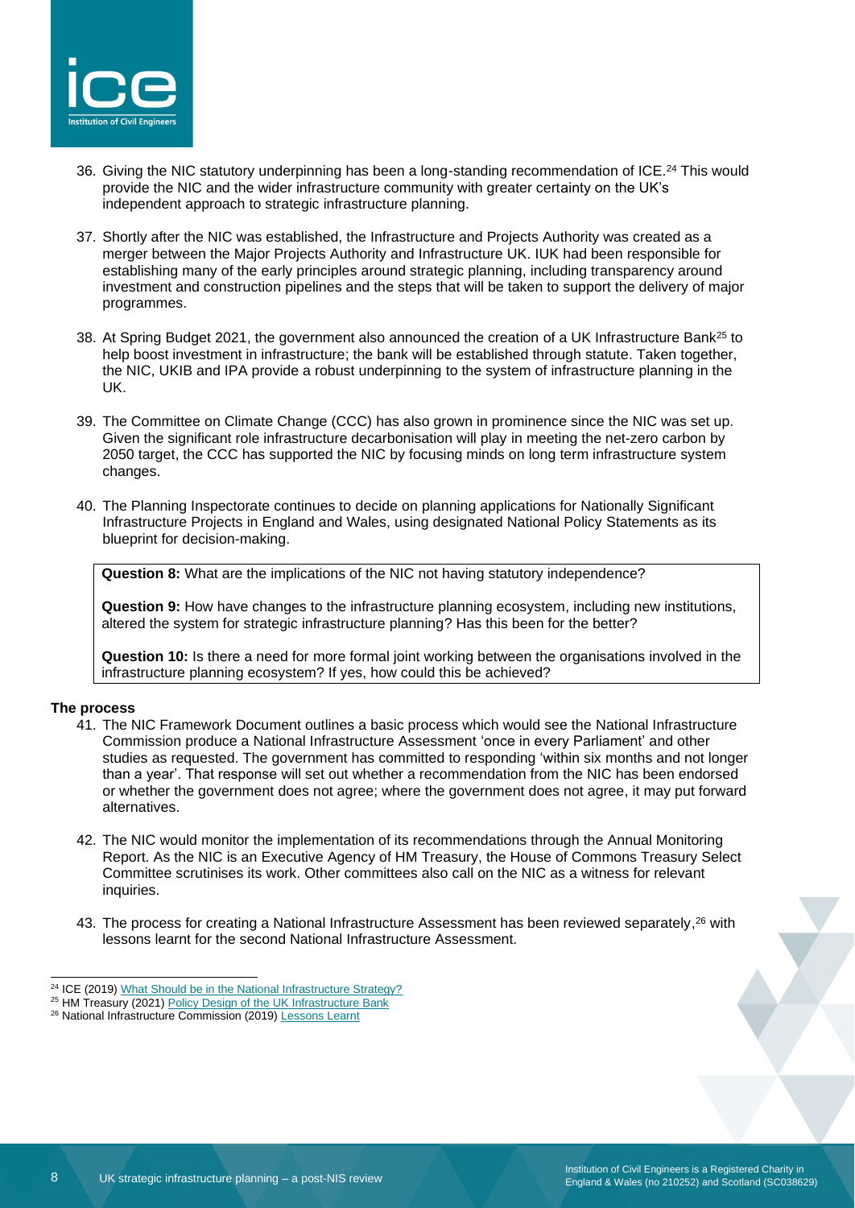36. Giving the NIC statutory underpinning has been a long-standing recommendation of ICE.[24] This would provide the NIC and the wider infrastructure community with greater certainty on the UK's independent approach to strategic infrastructure planning.

37. Shortly after the NIC was established, the Infrastructure and Projects Authority was created as a merger between the Major Projects Authority and Infrastructure UK. IUK had been responsible for establishing many of the early principles around strategic planning, including transparency around investment and construction pipelines and the steps that will be taken to support the delivery of major programmes.

38. At Spring Budget 2021, the government also announced the creation of a UK Infrastructure Bank[25] to help boost investment in infrastructure; the bank will be established through statute. Taken together, the NIC, UKIB and IPA provide a robust underpinning to the system of infrastructure planning in the UK.

39. The Committee on Climate Change (CCC) has also grown in prominence since the NIC was set up. Given the significant role infrastructure decarbonisation will play in meeting the net-zero carbon by 2050 target, the CCC has supported the NIC by focusing minds on long term infrastructure system changes.

40. The Planning Inspectorate continues to decide on planning applications for Nationally Significant Infrastructure Projects in England and Wales, using designated National Policy Statements as its blueprint for decision-making.

> **Question 8:** What are the implications of the NIC not having statutory independence?
>
> **Question 9:** How have changes to the infrastructure planning ecosystem, including new institutions, altered the system for strategic infrastructure planning? Has this been for the better?
>
> **Question 10:** Is there a need for more formal joint working between the organisations involved in the infrastructure planning ecosystem? If yes, how could this be achieved?

**The process**

41. The NIC Framework Document outlines a basic process which would see the National Infrastructure Commission produce a National Infrastructure Assessment 'once in every Parliament' and other studies as requested. The government has committed to responding 'within six months and not longer than a year'. That response will set out whether a recommendation from the NIC has been endorsed or whether the government does not agree; where the government does not agree, it may put forward alternatives.

42. The NIC would monitor the implementation of its recommendations through the Annual Monitoring Report. As the NIC is an Executive Agency of HM Treasury, the House of Commons Treasury Select Committee scrutinises its work. Other committees also call on the NIC as a witness for relevant inquiries.

43. The process for creating a National Infrastructure Assessment has been reviewed separately,[26] with lessons learnt for the second National Infrastructure Assessment.

---

[24] ICE (2019) What Should be in the National Infrastructure Strategy?

[25] HM Treasury (2021) Policy Design of the UK Infrastructure Bank

[26] National Infrastructure Commission (2019) Lessons Learnt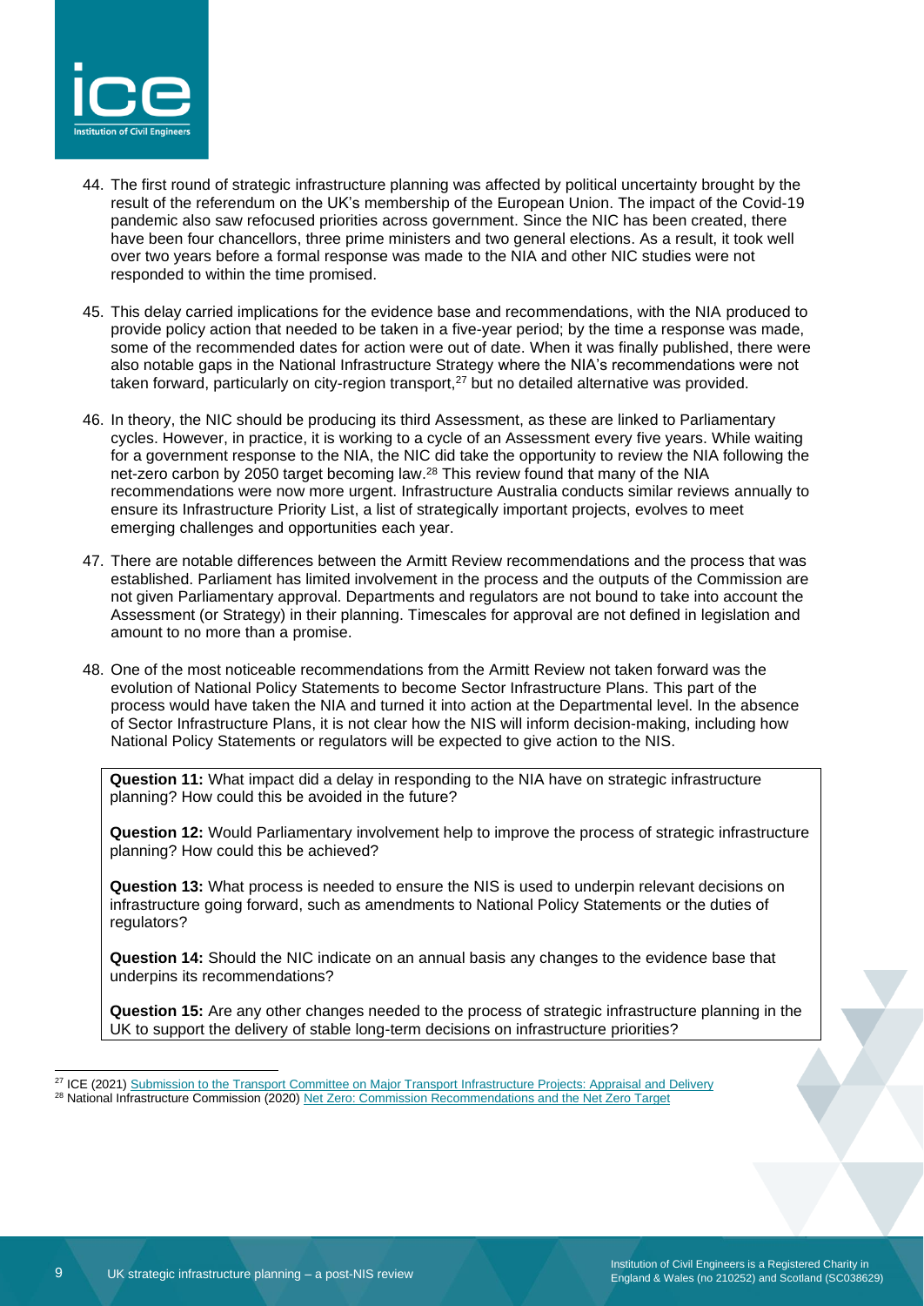44. The first round of strategic infrastructure planning was affected by political uncertainty brought by the result of the referendum on the UK's membership of the European Union. The impact of the Covid-19 pandemic also saw refocused priorities across government. Since the NIC has been created, there have been four chancellors, three prime ministers and two general elections. As a result, it took well over two years before a formal response was made to the NIA and other NIC studies were not responded to within the time promised.

45. This delay carried implications for the evidence base and recommendations, with the NIA produced to provide policy action that needed to be taken in a five-year period; by the time a response was made, some of the recommended dates for action were out of date. When it was finally published, there were also notable gaps in the National Infrastructure Strategy where the NIA's recommendations were not taken forward, particularly on city-region transport,[27] but no detailed alternative was provided.

46. In theory, the NIC should be producing its third Assessment, as these are linked to Parliamentary cycles. However, in practice, it is working to a cycle of an Assessment every five years. While waiting for a government response to the NIA, the NIC did take the opportunity to review the NIA following the net-zero carbon by 2050 target becoming law.[28] This review found that many of the NIA recommendations were now more urgent. Infrastructure Australia conducts similar reviews annually to ensure its Infrastructure Priority List, a list of strategically important projects, evolves to meet emerging challenges and opportunities each year.

47. There are notable differences between the Armitt Review recommendations and the process that was established. Parliament has limited involvement in the process and the outputs of the Commission are not given Parliamentary approval. Departments and regulators are not bound to take into account the Assessment (or Strategy) in their planning. Timescales for approval are not defined in legislation and amount to no more than a promise.

48. One of the most noticeable recommendations from the Armitt Review not taken forward was the evolution of National Policy Statements to become Sector Infrastructure Plans. This part of the process would have taken the NIA and turned it into action at the Departmental level. In the absence of Sector Infrastructure Plans, it is not clear how the NIS will inform decision-making, including how National Policy Statements or regulators will be expected to give action to the NIS.

> **Question 11:** What impact did a delay in responding to the NIA have on strategic infrastructure planning? How could this be avoided in the future?
>
> **Question 12:** Would Parliamentary involvement help to improve the process of strategic infrastructure planning? How could this be achieved?
>
> **Question 13:** What process is needed to ensure the NIS is used to underpin relevant decisions on infrastructure going forward, such as amendments to National Policy Statements or the duties of regulators?
>
> **Question 14:** Should the NIC indicate on an annual basis any changes to the evidence base that underpins its recommendations?
>
> **Question 15:** Are any other changes needed to the process of strategic infrastructure planning in the UK to support the delivery of stable long-term decisions on infrastructure priorities?

---

[27] ICE (2021) Submission to the Transport Committee on Major Transport Infrastructure Projects: Appraisal and Delivery

[28] National Infrastructure Commission (2020) Net Zero: Commission Recommendations and the Net Zero Target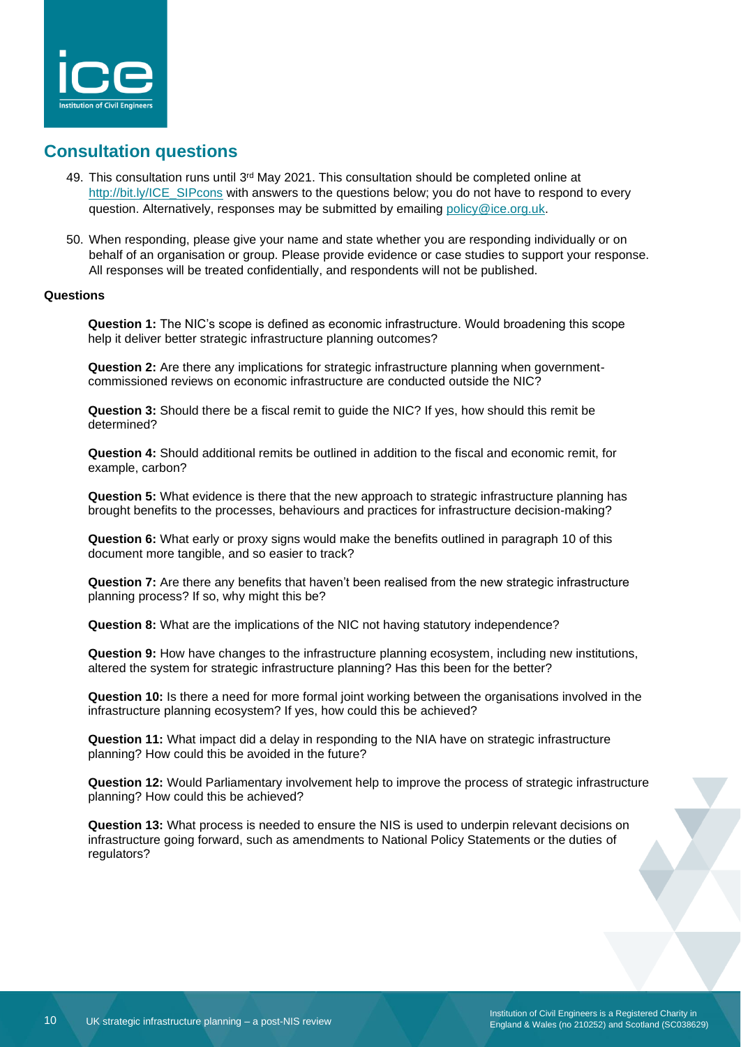## Consultation questions

49. This consultation runs until 3rd May 2021. This consultation should be completed online at [http://bit.ly/ICE_SIPcons](http://bit.ly/ICE_SIPcons) with answers to the questions below; you do not have to respond to every question. Alternatively, responses may be submitted by emailing [policy@ice.org.uk](mailto:policy@ice.org.uk).

50. When responding, please give your name and state whether you are responding individually or on behalf of an organisation or group. Please provide evidence or case studies to support your response. All responses will be treated confidentially, and respondents will not be published.

**Questions**

**Question 1:** The NIC's scope is defined as economic infrastructure. Would broadening this scope help it deliver better strategic infrastructure planning outcomes?

**Question 2:** Are there any implications for strategic infrastructure planning when government-commissioned reviews on economic infrastructure are conducted outside the NIC?

**Question 3:** Should there be a fiscal remit to guide the NIC? If yes, how should this remit be determined?

**Question 4:** Should additional remits be outlined in addition to the fiscal and economic remit, for example, carbon?

**Question 5:** What evidence is there that the new approach to strategic infrastructure planning has brought benefits to the processes, behaviours and practices for infrastructure decision-making?

**Question 6:** What early or proxy signs would make the benefits outlined in paragraph 10 of this document more tangible, and so easier to track?

**Question 7:** Are there any benefits that haven't been realised from the new strategic infrastructure planning process? If so, why might this be?

**Question 8:** What are the implications of the NIC not having statutory independence?

**Question 9:** How have changes to the infrastructure planning ecosystem, including new institutions, altered the system for strategic infrastructure planning? Has this been for the better?

**Question 10:** Is there a need for more formal joint working between the organisations involved in the infrastructure planning ecosystem? If yes, how could this be achieved?

**Question 11:** What impact did a delay in responding to the NIA have on strategic infrastructure planning? How could this be avoided in the future?

**Question 12:** Would Parliamentary involvement help to improve the process of strategic infrastructure planning? How could this be achieved?

**Question 13:** What process is needed to ensure the NIS is used to underpin relevant decisions on infrastructure going forward, such as amendments to National Policy Statements or the duties of regulators?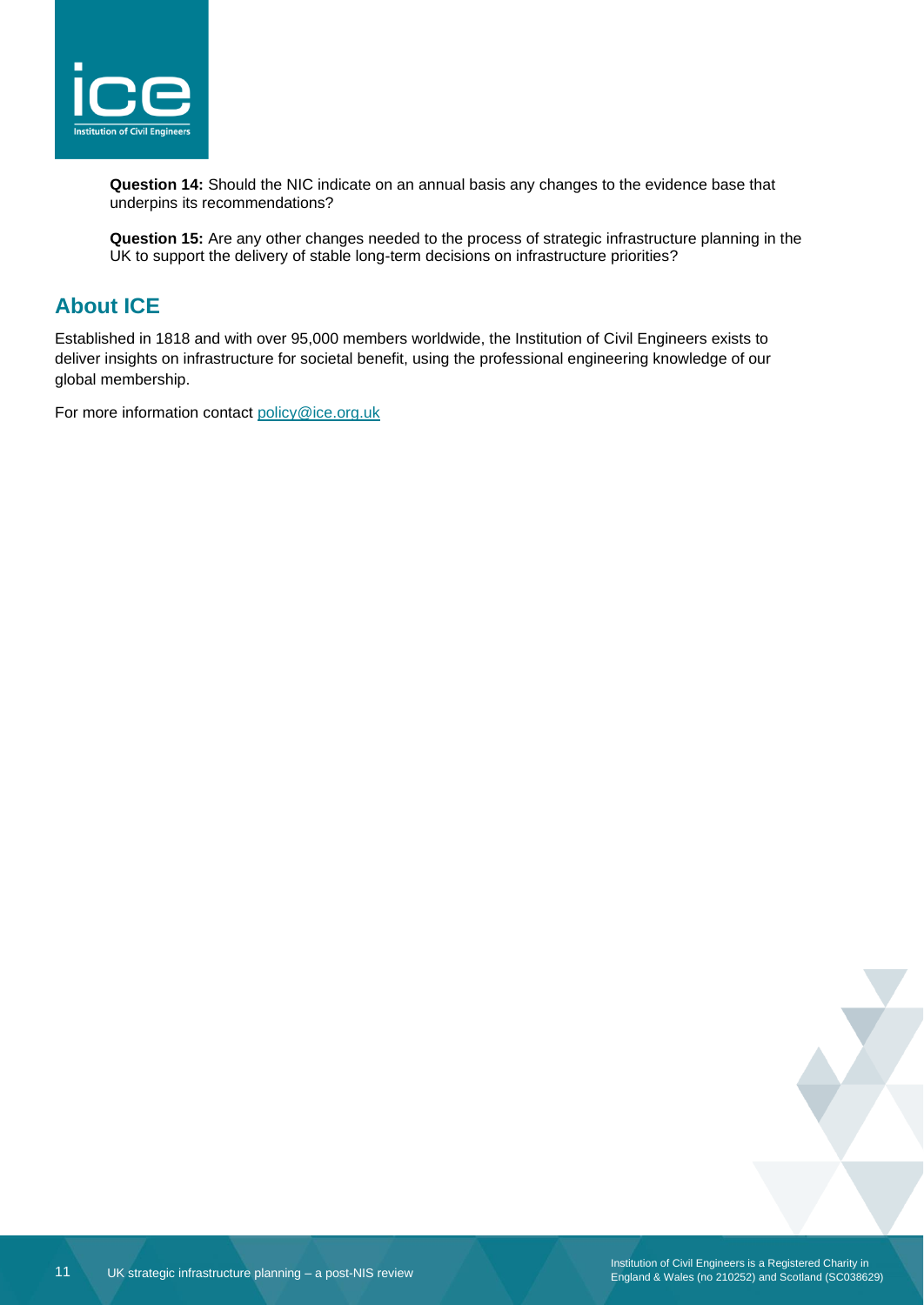**Question 14:** Should the NIC indicate on an annual basis any changes to the evidence base that underpins its recommendations?

**Question 15:** Are any other changes needed to the process of strategic infrastructure planning in the UK to support the delivery of stable long-term decisions on infrastructure priorities?

## About ICE

Established in 1818 and with over 95,000 members worldwide, the Institution of Civil Engineers exists to deliver insights on infrastructure for societal benefit, using the professional engineering knowledge of our global membership.

For more information contact policy@ice.org.uk